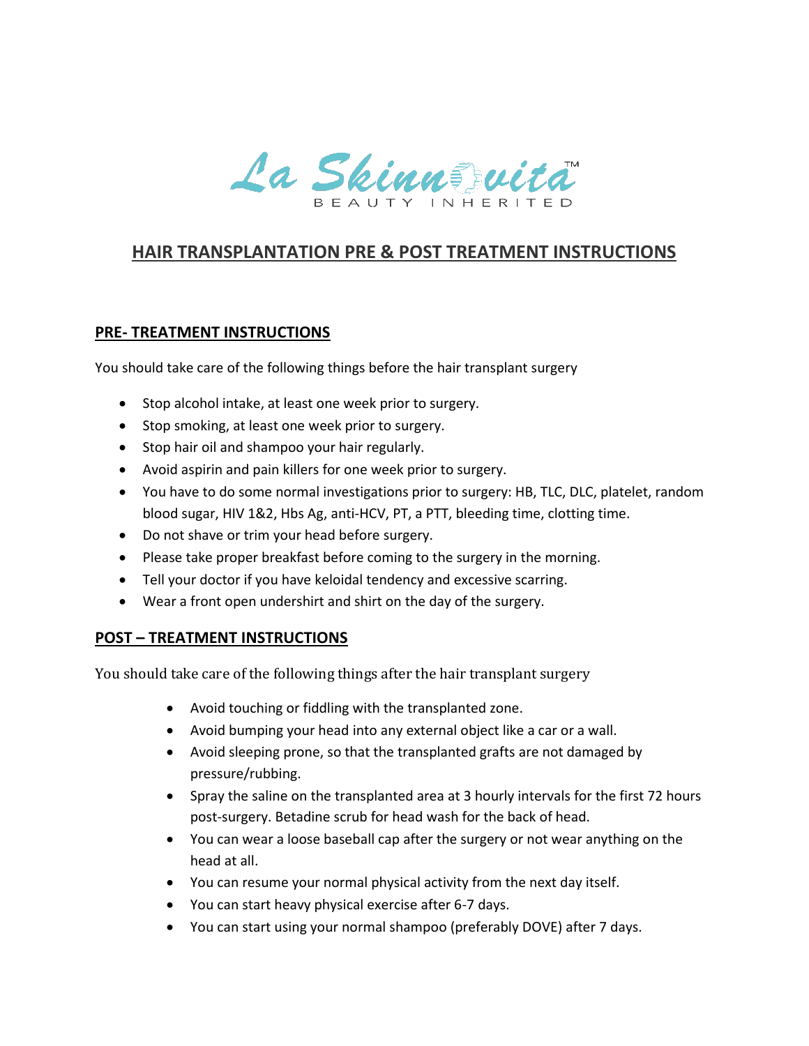La Skinnovita™
BEAUTY INHERITED

# HAIR TRANSPLANTATION PRE & POST TREATMENT INSTRUCTIONS

## PRE- TREATMENT INSTRUCTIONS

You should take care of the following things before the hair transplant surgery

- Stop alcohol intake, at least one week prior to surgery.
- Stop smoking, at least one week prior to surgery.
- Stop hair oil and shampoo your hair regularly.
- Avoid aspirin and pain killers for one week prior to surgery.
- You have to do some normal investigations prior to surgery: HB, TLC, DLC, platelet, random blood sugar, HIV 1&2, Hbs Ag, anti-HCV, PT, a PTT, bleeding time, clotting time.
- Do not shave or trim your head before surgery.
- Please take proper breakfast before coming to the surgery in the morning.
- Tell your doctor if you have keloidal tendency and excessive scarring.
- Wear a front open undershirt and shirt on the day of the surgery.

## POST – TREATMENT INSTRUCTIONS

You should take care of the following things after the hair transplant surgery

- Avoid touching or fiddling with the transplanted zone.
- Avoid bumping your head into any external object like a car or a wall.
- Avoid sleeping prone, so that the transplanted grafts are not damaged by pressure/rubbing.
- Spray the saline on the transplanted area at 3 hourly intervals for the first 72 hours post-surgery. Betadine scrub for head wash for the back of head.
- You can wear a loose baseball cap after the surgery or not wear anything on the head at all.
- You can resume your normal physical activity from the next day itself.
- You can start heavy physical exercise after 6-7 days.
- You can start using your normal shampoo (preferably DOVE) after 7 days.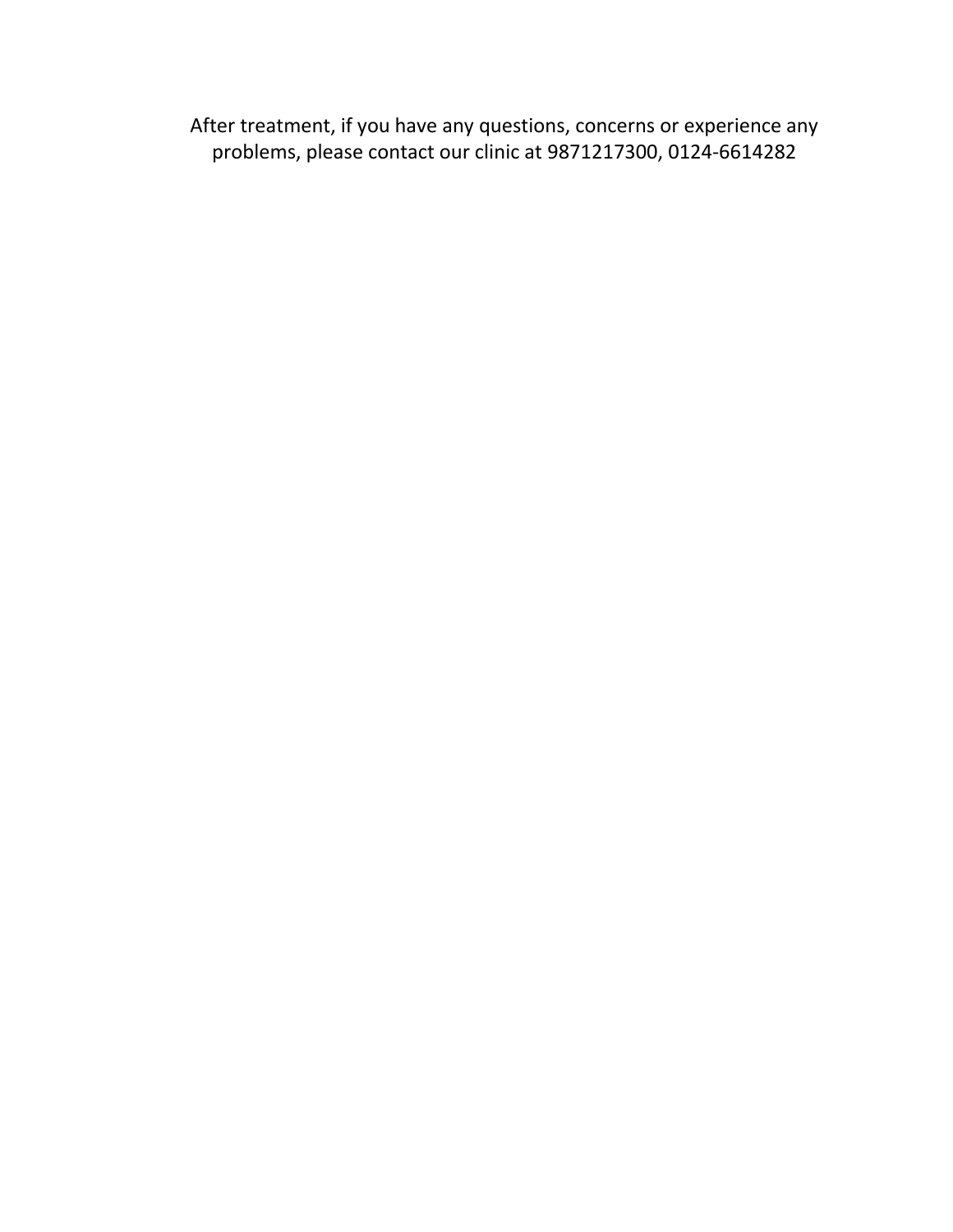After treatment, if you have any questions, concerns or experience any problems, please contact our clinic at 9871217300, 0124-6614282